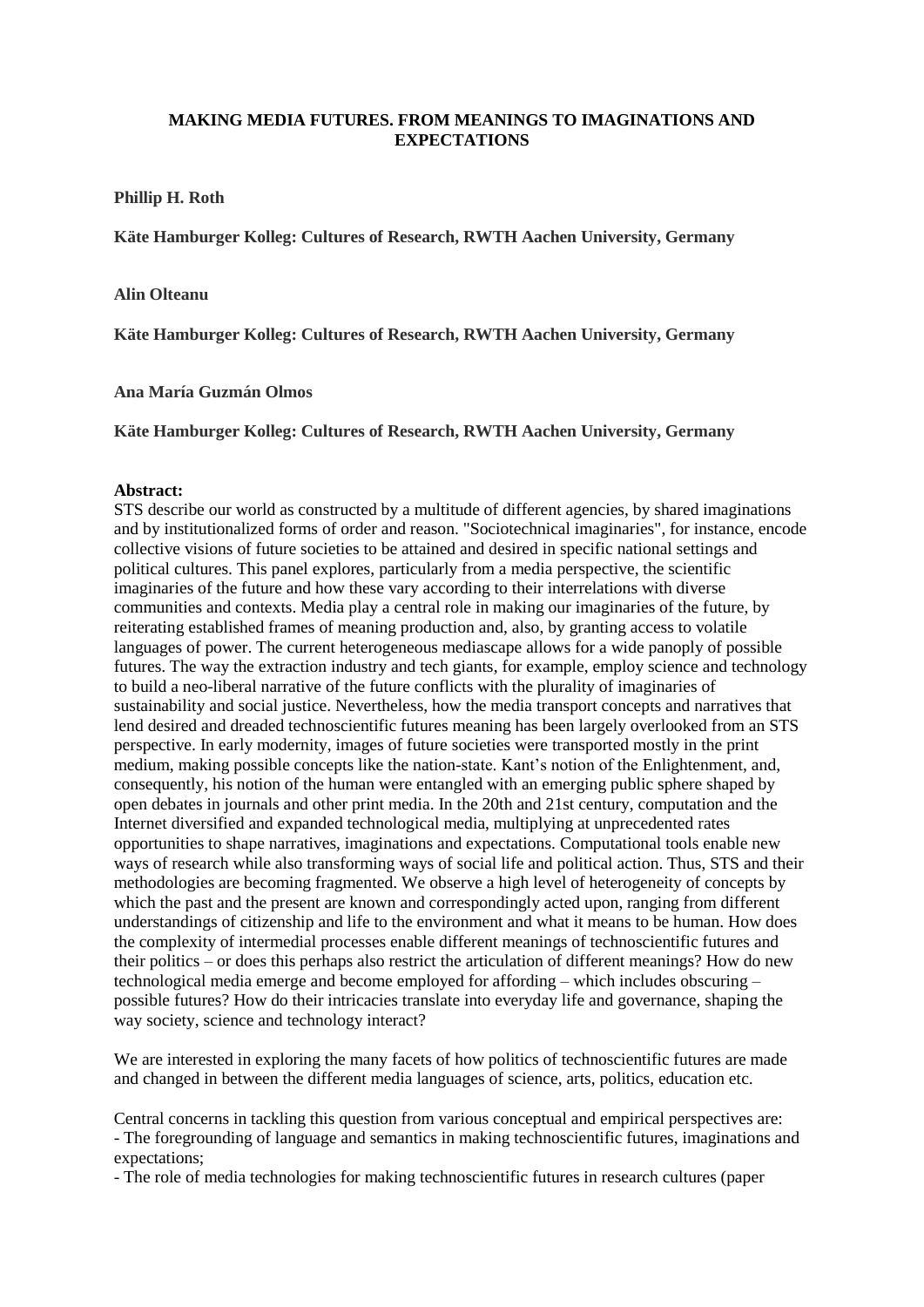# MAKING MEDIA FUTURES. FROM MEANINGS TO IMAGINATIONS AND EXPECTATIONS

**Phillip H. Roth**

**Käte Hamburger Kolleg: Cultures of Research, RWTH Aachen University, Germany**

**Alin Olteanu**

**Käte Hamburger Kolleg: Cultures of Research, RWTH Aachen University, Germany**

**Ana María Guzmán Olmos**

**Käte Hamburger Kolleg: Cultures of Research, RWTH Aachen University, Germany**

**Abstract:**

STS describe our world as constructed by a multitude of different agencies, by shared imaginations and by institutionalized forms of order and reason. "Sociotechnical imaginaries", for instance, encode collective visions of future societies to be attained and desired in specific national settings and political cultures. This panel explores, particularly from a media perspective, the scientific imaginaries of the future and how these vary according to their interrelations with diverse communities and contexts. Media play a central role in making our imaginaries of the future, by reiterating established frames of meaning production and, also, by granting access to volatile languages of power. The current heterogeneous mediascape allows for a wide panoply of possible futures. The way the extraction industry and tech giants, for example, employ science and technology to build a neo-liberal narrative of the future conflicts with the plurality of imaginaries of sustainability and social justice. Nevertheless, how the media transport concepts and narratives that lend desired and dreaded technoscientific futures meaning has been largely overlooked from an STS perspective. In early modernity, images of future societies were transported mostly in the print medium, making possible concepts like the nation-state. Kant's notion of the Enlightenment, and, consequently, his notion of the human were entangled with an emerging public sphere shaped by open debates in journals and other print media. In the 20th and 21st century, computation and the Internet diversified and expanded technological media, multiplying at unprecedented rates opportunities to shape narratives, imaginations and expectations. Computational tools enable new ways of research while also transforming ways of social life and political action. Thus, STS and their methodologies are becoming fragmented. We observe a high level of heterogeneity of concepts by which the past and the present are known and correspondingly acted upon, ranging from different understandings of citizenship and life to the environment and what it means to be human. How does the complexity of intermedial processes enable different meanings of technoscientific futures and their politics – or does this perhaps also restrict the articulation of different meanings? How do new technological media emerge and become employed for affording – which includes obscuring – possible futures? How do their intricacies translate into everyday life and governance, shaping the way society, science and technology interact?

We are interested in exploring the many facets of how politics of technoscientific futures are made and changed in between the different media languages of science, arts, politics, education etc.

Central concerns in tackling this question from various conceptual and empirical perspectives are:

- The foregrounding of language and semantics in making technoscientific futures, imaginations and expectations;
- The role of media technologies for making technoscientific futures in research cultures (paper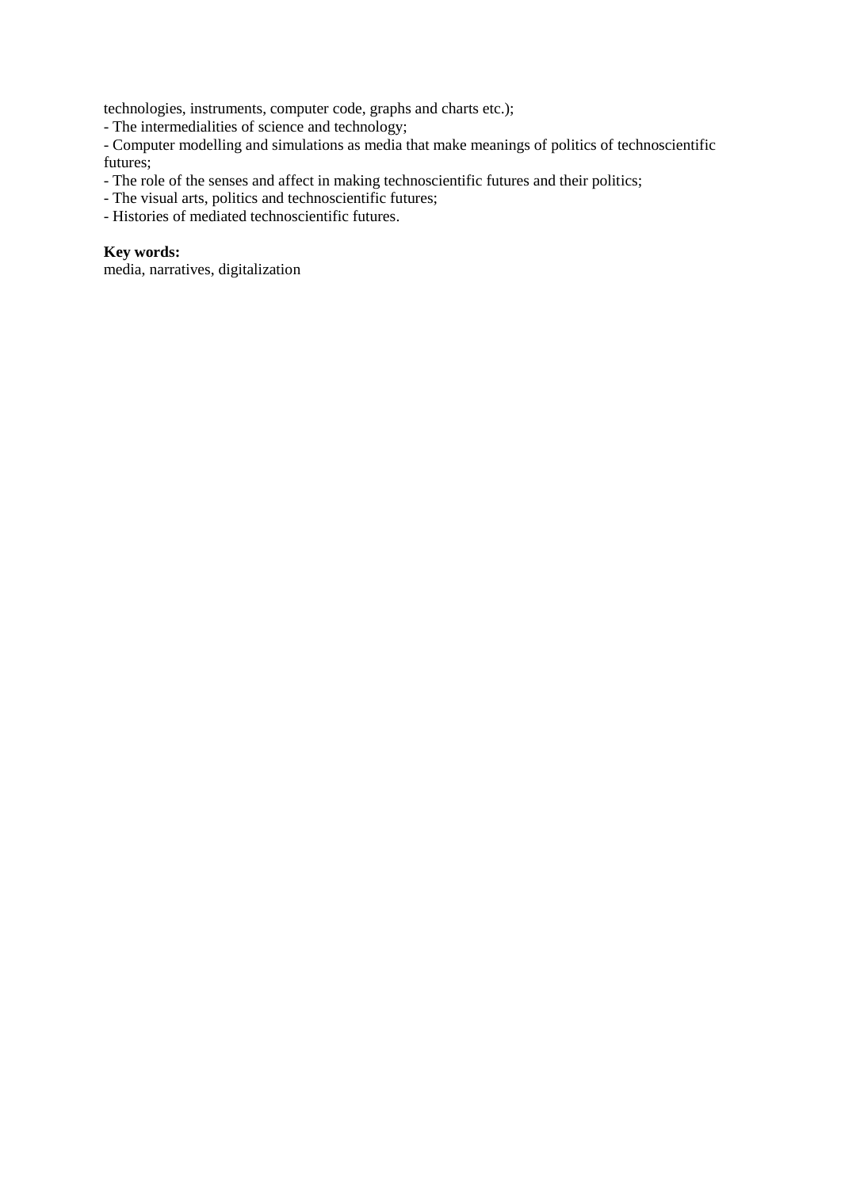technologies, instruments, computer code, graphs and charts etc.);
- The intermedialities of science and technology;
- Computer modelling and simulations as media that make meanings of politics of technoscientific futures;
- The role of the senses and affect in making technoscientific futures and their politics;
- The visual arts, politics and technoscientific futures;
- Histories of mediated technoscientific futures.

**Key words:**
media, narratives, digitalization